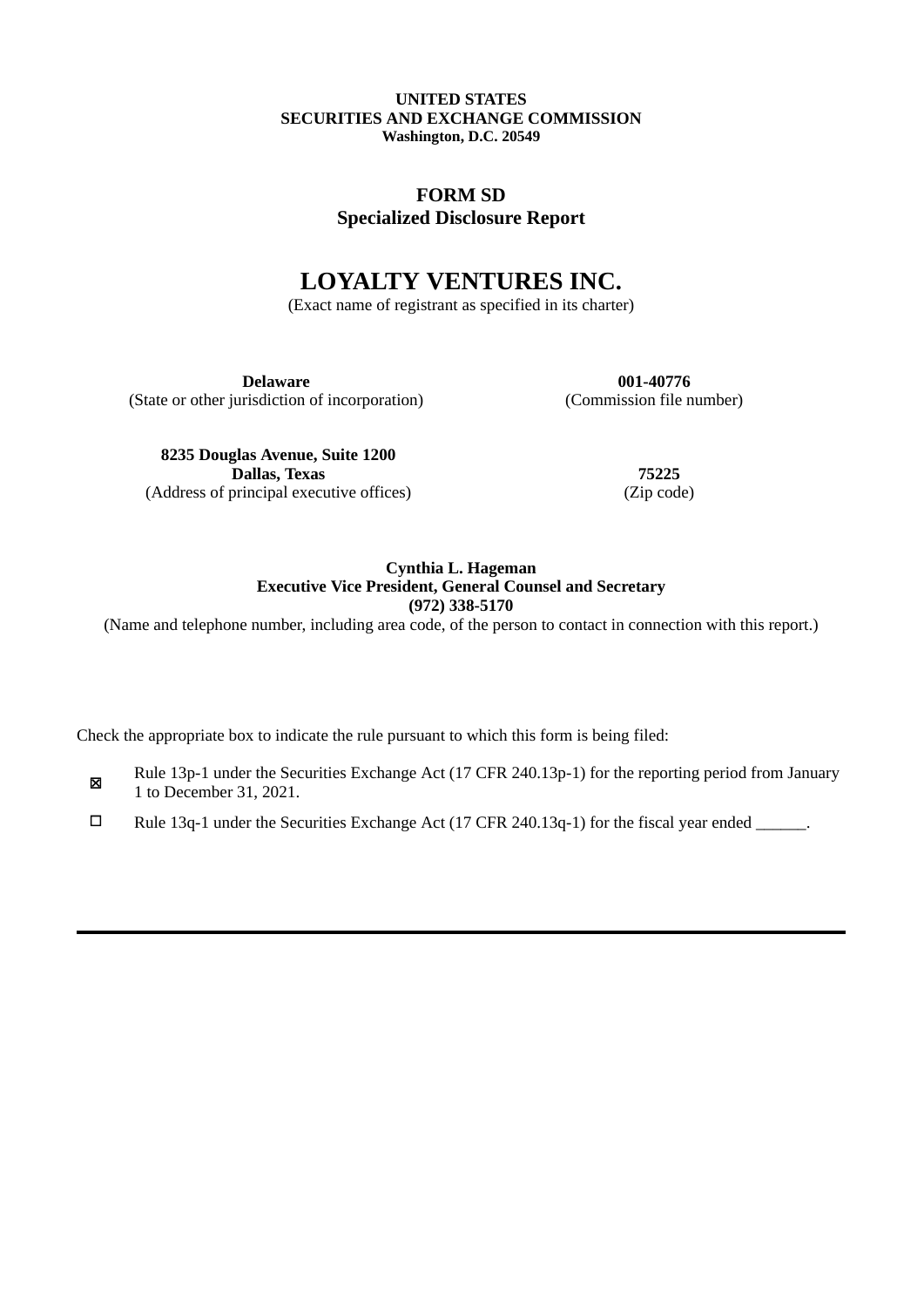**UNITED STATES**
**SECURITIES AND EXCHANGE COMMISSION**
**Washington, D.C. 20549**

# FORM SD
## Specialized Disclosure Report

# LOYALTY VENTURES INC.
(Exact name of registrant as specified in its charter)

| **Delaware** | **001-40776** |
|---|---|
| (State or other jurisdiction of incorporation) | (Commission file number) |

| **8235 Douglas Avenue, Suite 1200** **Dallas, Texas** | **75225** |
|---|---|
| (Address of principal executive offices) | (Zip code) |

**Cynthia L. Hageman**
**Executive Vice President, General Counsel and Secretary**
**(972) 338-5170**
(Name and telephone number, including area code, of the person to contact in connection with this report.)

Check the appropriate box to indicate the rule pursuant to which this form is being filed:

☒ Rule 13p-1 under the Securities Exchange Act (17 CFR 240.13p-1) for the reporting period from January 1 to December 31, 2021.

☐ Rule 13q-1 under the Securities Exchange Act (17 CFR 240.13q-1) for the fiscal year ended ______.

---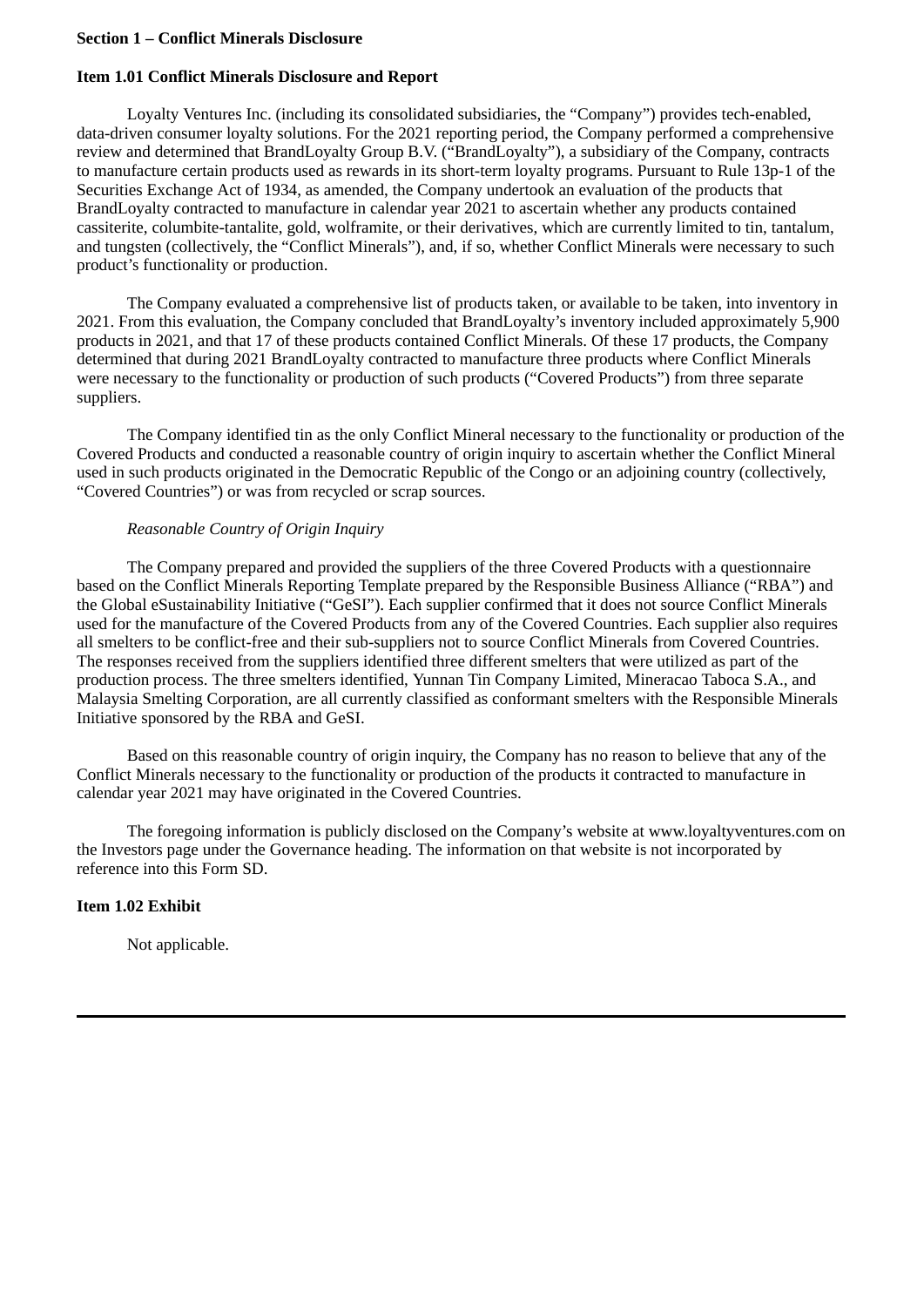**Section 1 – Conflict Minerals Disclosure**

**Item 1.01 Conflict Minerals Disclosure and Report**

Loyalty Ventures Inc. (including its consolidated subsidiaries, the "Company") provides tech-enabled, data-driven consumer loyalty solutions. For the 2021 reporting period, the Company performed a comprehensive review and determined that BrandLoyalty Group B.V. ("BrandLoyalty"), a subsidiary of the Company, contracts to manufacture certain products used as rewards in its short-term loyalty programs. Pursuant to Rule 13p-1 of the Securities Exchange Act of 1934, as amended, the Company undertook an evaluation of the products that BrandLoyalty contracted to manufacture in calendar year 2021 to ascertain whether any products contained cassiterite, columbite-tantalite, gold, wolframite, or their derivatives, which are currently limited to tin, tantalum, and tungsten (collectively, the "Conflict Minerals"), and, if so, whether Conflict Minerals were necessary to such product's functionality or production.

The Company evaluated a comprehensive list of products taken, or available to be taken, into inventory in 2021. From this evaluation, the Company concluded that BrandLoyalty's inventory included approximately 5,900 products in 2021, and that 17 of these products contained Conflict Minerals. Of these 17 products, the Company determined that during 2021 BrandLoyalty contracted to manufacture three products where Conflict Minerals were necessary to the functionality or production of such products ("Covered Products") from three separate suppliers.

The Company identified tin as the only Conflict Mineral necessary to the functionality or production of the Covered Products and conducted a reasonable country of origin inquiry to ascertain whether the Conflict Mineral used in such products originated in the Democratic Republic of the Congo or an adjoining country (collectively, "Covered Countries") or was from recycled or scrap sources.

*Reasonable Country of Origin Inquiry*

The Company prepared and provided the suppliers of the three Covered Products with a questionnaire based on the Conflict Minerals Reporting Template prepared by the Responsible Business Alliance ("RBA") and the Global eSustainability Initiative ("GeSI"). Each supplier confirmed that it does not source Conflict Minerals used for the manufacture of the Covered Products from any of the Covered Countries. Each supplier also requires all smelters to be conflict-free and their sub-suppliers not to source Conflict Minerals from Covered Countries. The responses received from the suppliers identified three different smelters that were utilized as part of the production process. The three smelters identified, Yunnan Tin Company Limited, Mineracao Taboca S.A., and Malaysia Smelting Corporation, are all currently classified as conformant smelters with the Responsible Minerals Initiative sponsored by the RBA and GeSI.

Based on this reasonable country of origin inquiry, the Company has no reason to believe that any of the Conflict Minerals necessary to the functionality or production of the products it contracted to manufacture in calendar year 2021 may have originated in the Covered Countries.

The foregoing information is publicly disclosed on the Company's website at www.loyaltyventures.com on the Investors page under the Governance heading. The information on that website is not incorporated by reference into this Form SD.

**Item 1.02 Exhibit**

Not applicable.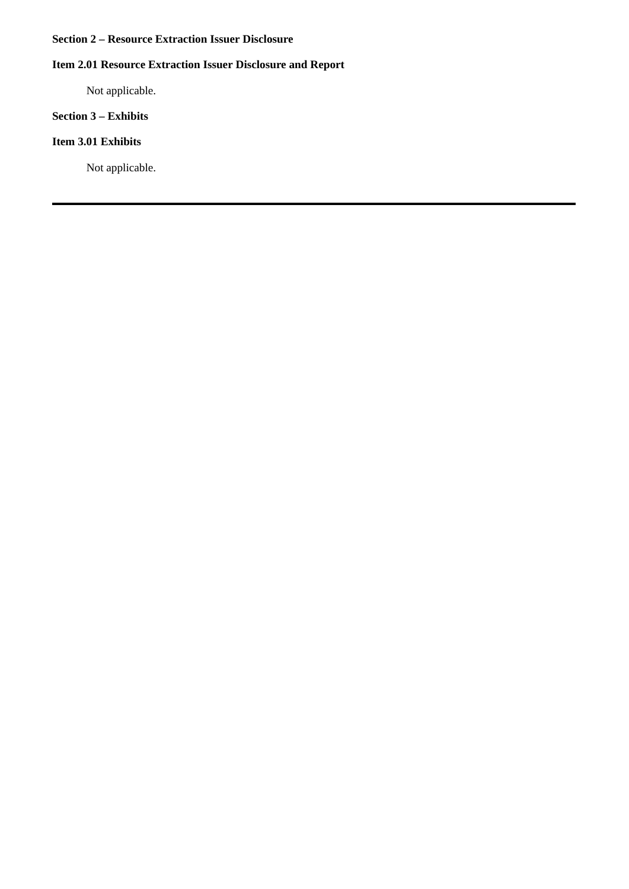**Section 2 – Resource Extraction Issuer Disclosure**

**Item 2.01 Resource Extraction Issuer Disclosure and Report**

Not applicable.

**Section 3 – Exhibits**

**Item 3.01 Exhibits**

Not applicable.

---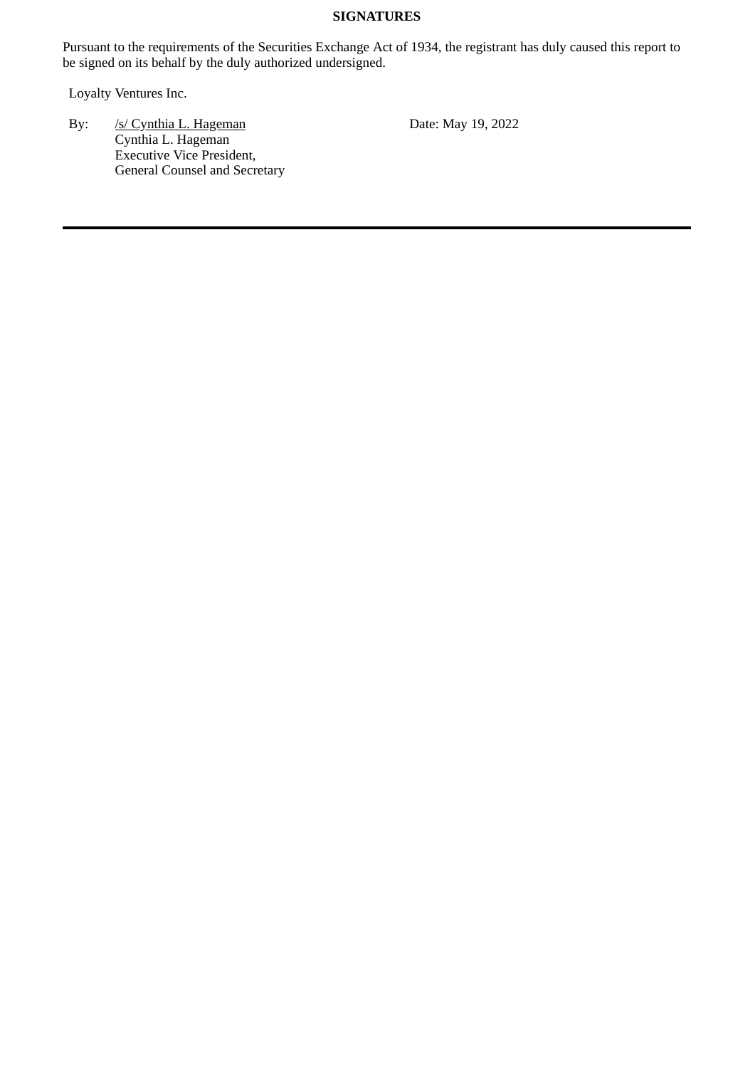**SIGNATURES**

Pursuant to the requirements of the Securities Exchange Act of 1934, the registrant has duly caused this report to be signed on its behalf by the duly authorized undersigned.

Loyalty Ventures Inc.

By: /s/ Cynthia L. Hageman
Cynthia L. Hageman
Executive Vice President,
General Counsel and Secretary

Date: May 19, 2022